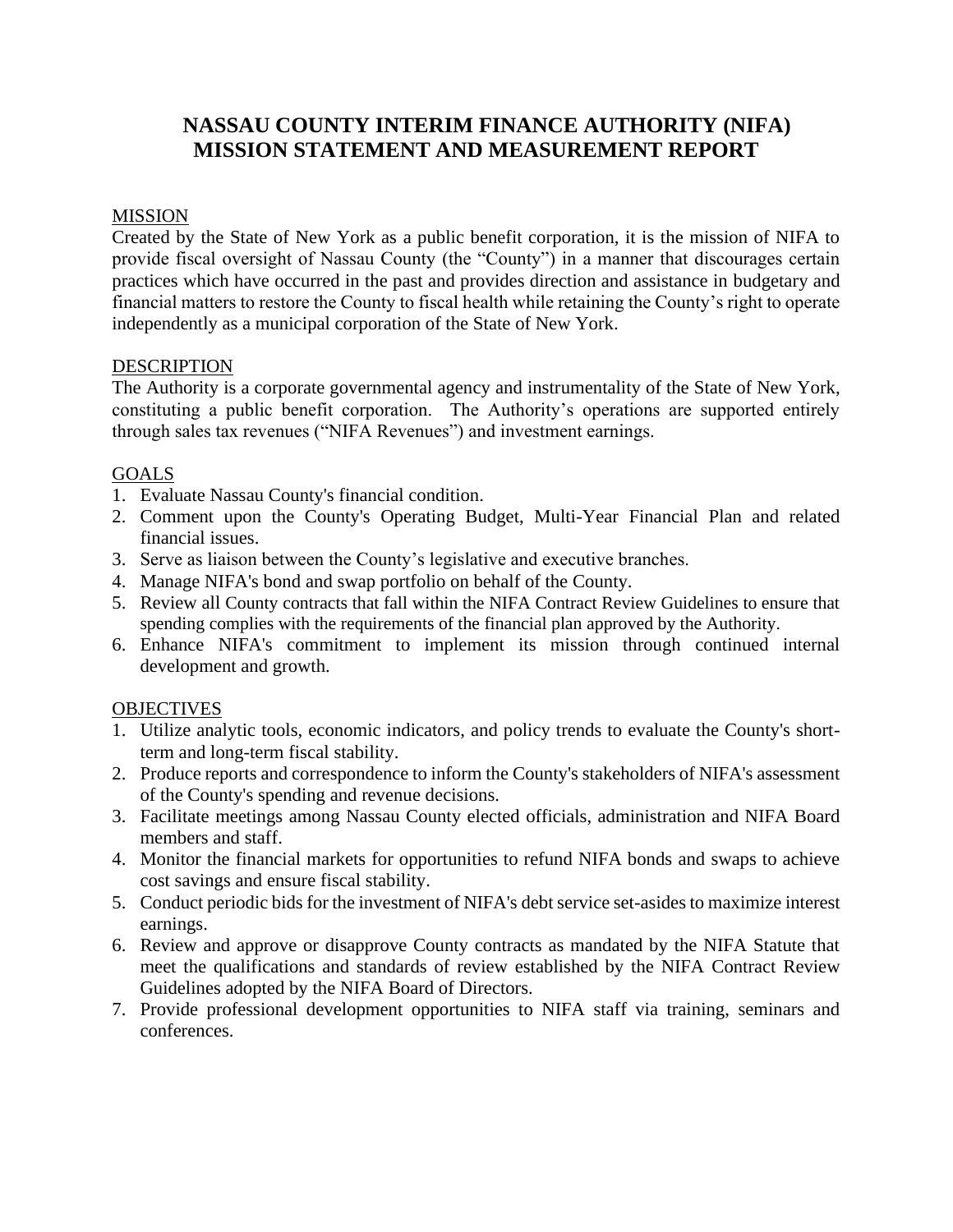# NASSAU COUNTY INTERIM FINANCE AUTHORITY (NIFA) MISSION STATEMENT AND MEASUREMENT REPORT

## MISSION

Created by the State of New York as a public benefit corporation, it is the mission of NIFA to provide fiscal oversight of Nassau County (the "County") in a manner that discourages certain practices which have occurred in the past and provides direction and assistance in budgetary and financial matters to restore the County to fiscal health while retaining the County's right to operate independently as a municipal corporation of the State of New York.

## DESCRIPTION

The Authority is a corporate governmental agency and instrumentality of the State of New York, constituting a public benefit corporation. The Authority's operations are supported entirely through sales tax revenues ("NIFA Revenues") and investment earnings.

## GOALS

1. Evaluate Nassau County's financial condition.
2. Comment upon the County's Operating Budget, Multi-Year Financial Plan and related financial issues.
3. Serve as liaison between the County's legislative and executive branches.
4. Manage NIFA's bond and swap portfolio on behalf of the County.
5. Review all County contracts that fall within the NIFA Contract Review Guidelines to ensure that spending complies with the requirements of the financial plan approved by the Authority.
6. Enhance NIFA's commitment to implement its mission through continued internal development and growth.

## OBJECTIVES

1. Utilize analytic tools, economic indicators, and policy trends to evaluate the County's short-term and long-term fiscal stability.
2. Produce reports and correspondence to inform the County's stakeholders of NIFA's assessment of the County's spending and revenue decisions.
3. Facilitate meetings among Nassau County elected officials, administration and NIFA Board members and staff.
4. Monitor the financial markets for opportunities to refund NIFA bonds and swaps to achieve cost savings and ensure fiscal stability.
5. Conduct periodic bids for the investment of NIFA's debt service set-asides to maximize interest earnings.
6. Review and approve or disapprove County contracts as mandated by the NIFA Statute that meet the qualifications and standards of review established by the NIFA Contract Review Guidelines adopted by the NIFA Board of Directors.
7. Provide professional development opportunities to NIFA staff via training, seminars and conferences.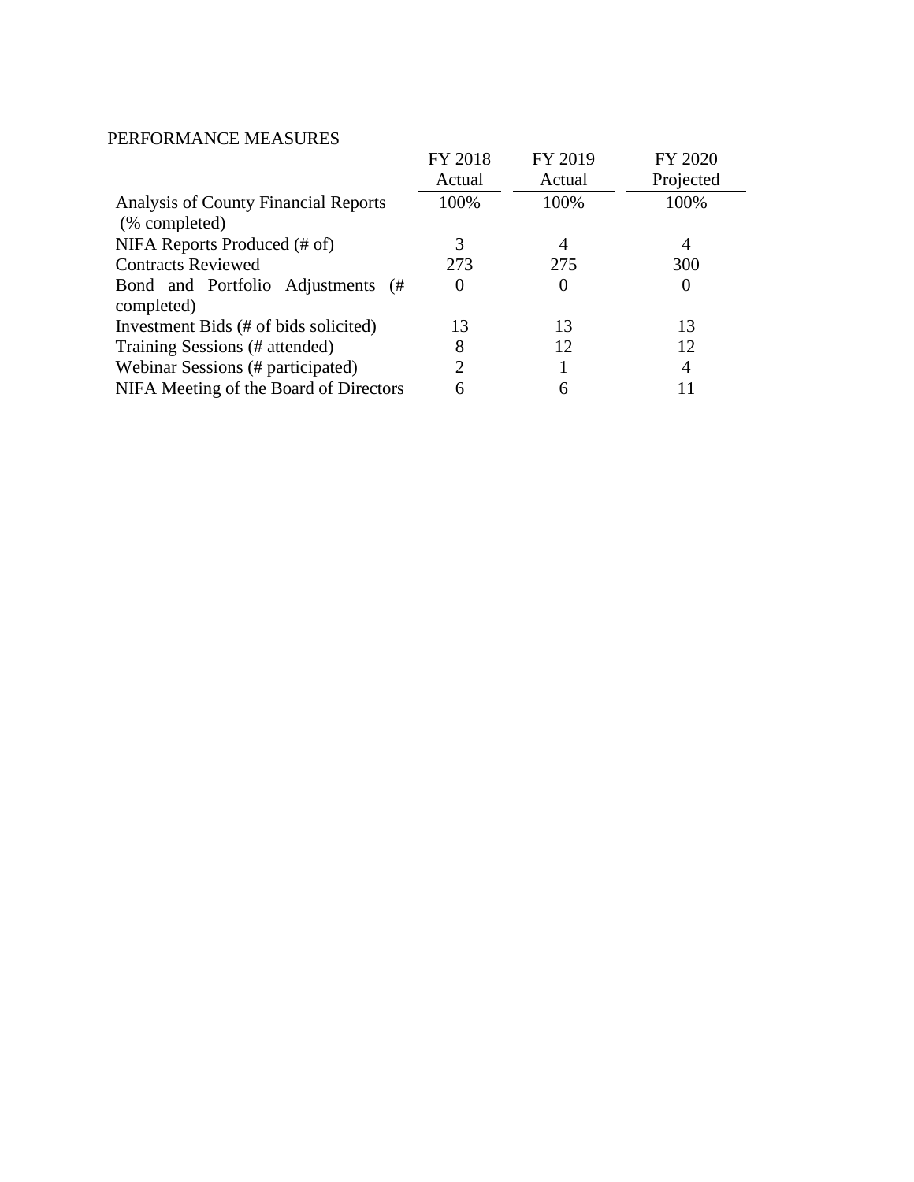PERFORMANCE MEASURES

| | FY 2018 Actual | FY 2019 Actual | FY 2020 Projected |
|---|---|---|---|
| Analysis of County Financial Reports (% completed) | 100% | 100% | 100% |
| NIFA Reports Produced (# of) | 3 | 4 | 4 |
| Contracts Reviewed | 273 | 275 | 300 |
| Bond and Portfolio Adjustments (# completed) | 0 | 0 | 0 |
| Investment Bids (# of bids solicited) | 13 | 13 | 13 |
| Training Sessions (# attended) | 8 | 12 | 12 |
| Webinar Sessions (# participated) | 2 | 1 | 4 |
| NIFA Meeting of the Board of Directors | 6 | 6 | 11 |